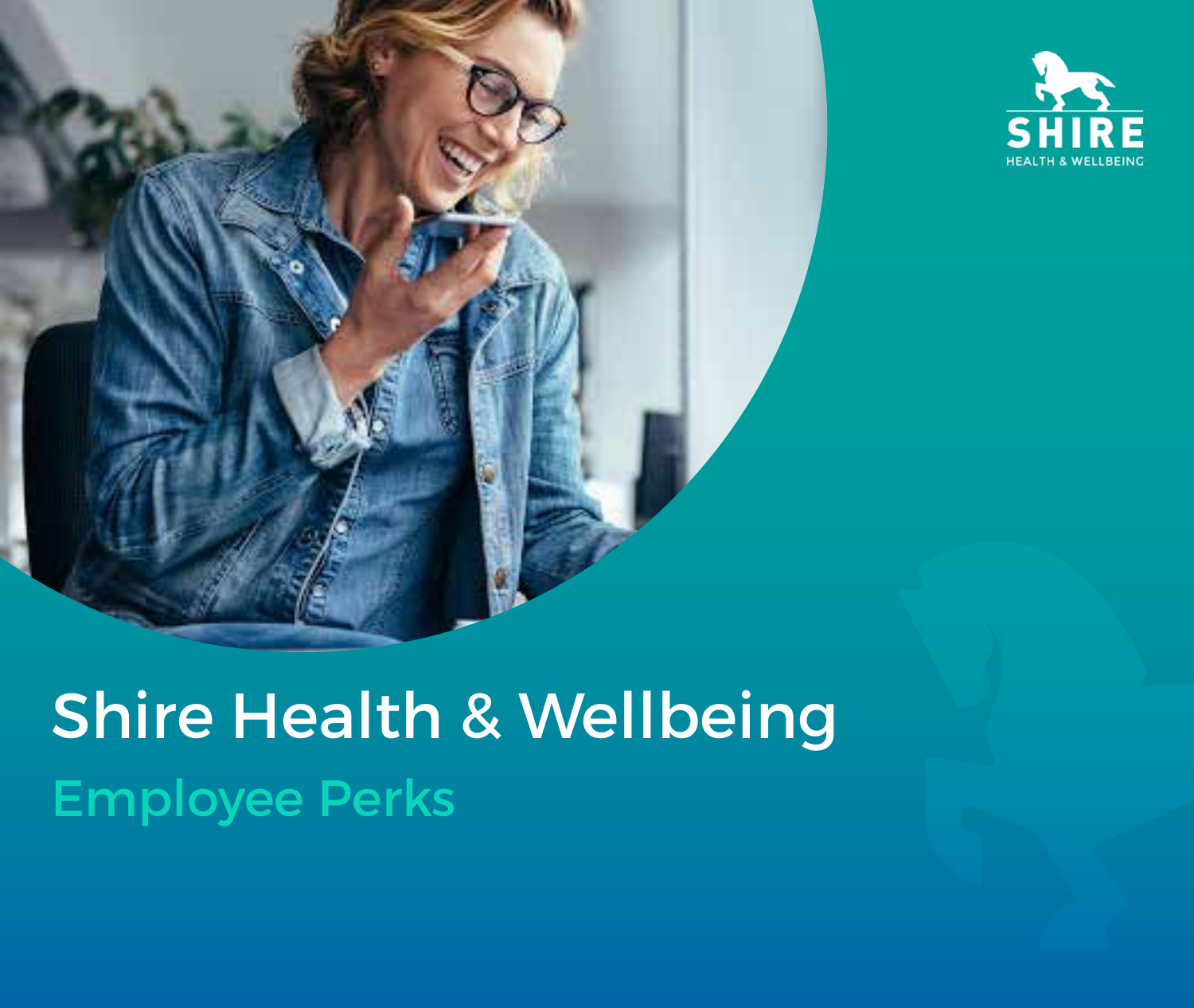SHIRE
HEALTH & WELLBEING

# Shire Health & Wellbeing

## Employee Perks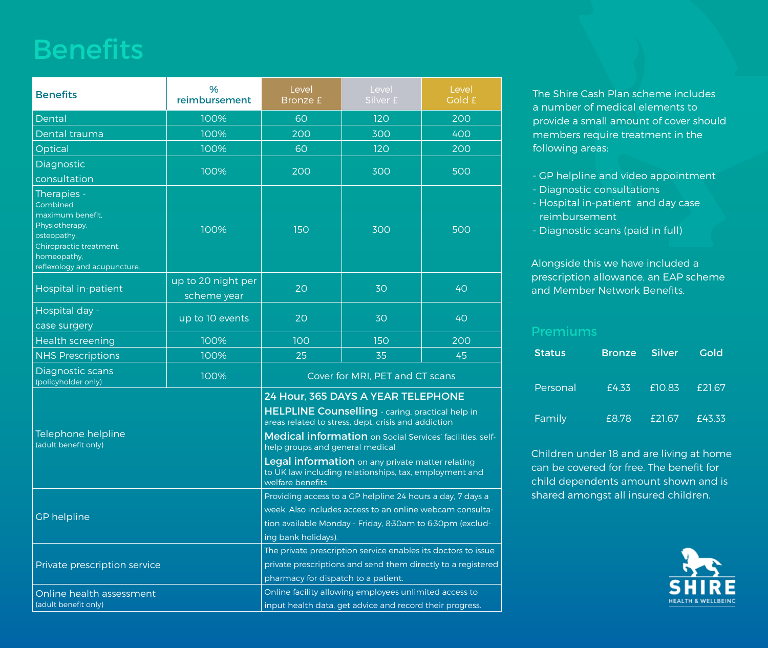# Benefits

| Benefits | % reimbursement | Level Bronze £ | Level Silver £ | Level Gold £ |
|---|---|---|---|---|
| Dental | 100% | 60 | 120 | 200 |
| Dental trauma | 100% | 200 | 300 | 400 |
| Optical | 100% | 60 | 120 | 200 |
| Diagnostic consultation | 100% | 200 | 300 | 500 |
| Therapies - Combined maximum benefit, Physiotherapy, osteopathy, Chiropractic treatment, homeopathy, reflexology and acupuncture. | 100% | 150 | 300 | 500 |
| Hospital in-patient | up to 20 night per scheme year | 20 | 30 | 40 |
| Hospital day - case surgery | up to 10 events | 20 | 30 | 40 |
| Health screening | 100% | 100 | 150 | 200 |
| NHS Prescriptions | 100% | 25 | 35 | 45 |
| Diagnostic scans (policyholder only) | 100% | Cover for MRI, PET and CT scans | | |
| Telephone helpline (adult benefit only) | | 24 Hour, 365 DAYS A YEAR TELEPHONE **HELPLINE Counselling** - caring, practical help in areas related to stress, dept, crisis and addiction **Medical information** on Social Services' facilities, self-help groups and general medical **Legal information** on any private matter relating to UK law including relationships, tax, employment and welfare benefits | | |
| GP helpline | | Providing access to a GP helpline 24 hours a day, 7 days a week. Also includes access to an online webcam consultation available Monday - Friday, 8:30am to 6:30pm (excluding bank holidays). | | |
| Private prescription service | | The private prescription service enables its doctors to issue private prescriptions and send them directly to a registered pharmacy for dispatch to a patient. | | |
| Online health assessment (adult benefit only) | | Online facility allowing employees unlimited access to input health data, get advice and record their progress. | | |

The Shire Cash Plan scheme includes a number of medical elements to provide a small amount of cover should members require treatment in the following areas:

- GP helpline and video appointment
- Diagnostic consultations
- Hospital in-patient and day case reimbursement
- Diagnostic scans (paid in full)

Alongside this we have included a prescription allowance, an EAP scheme and Member Network Benefits.

## Premiums

| Status | Bronze | Silver | Gold |
|---|---|---|---|
| Personal | £4.33 | £10.83 | £21.67 |
| Family | £8.78 | £21.67 | £43.33 |

Children under 18 and are living at home can be covered for free. The benefit for child dependents amount shown and is shared amongst all insured children.

SHIRE HEALTH & WELLBEING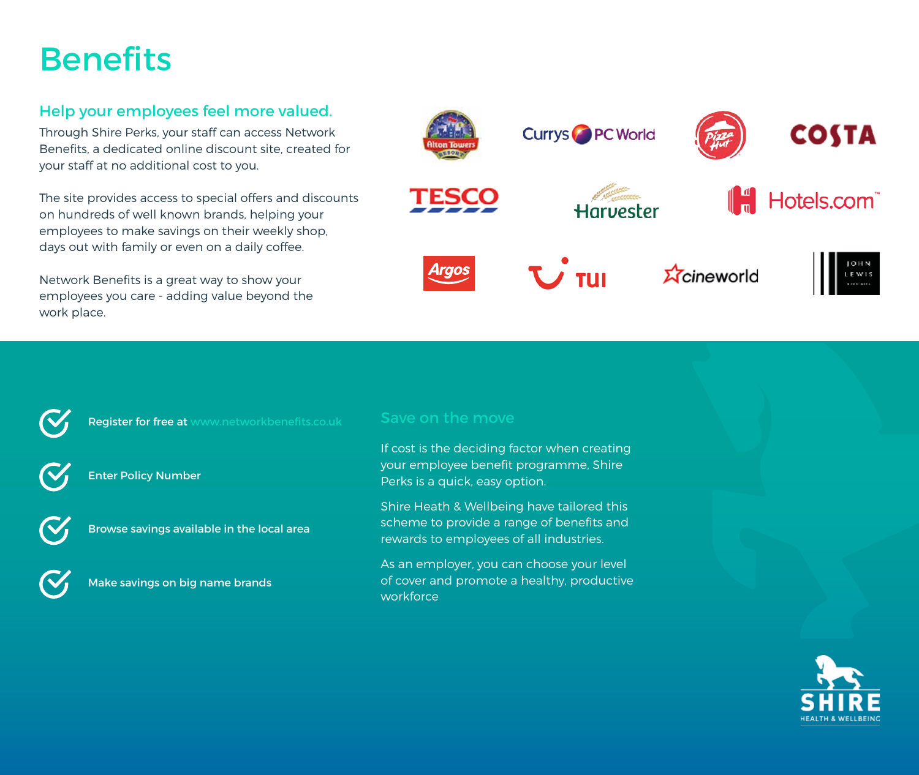# Benefits

## Help your employees feel more valued.

Through Shire Perks, your staff can access Network Benefits, a dedicated online discount site, created for your staff at no additional cost to you.

The site provides access to special offers and discounts on hundreds of well known brands, helping your employees to make savings on their weekly shop, days out with family or even on a daily coffee.

Network Benefits is a great way to show your employees you care - adding value beyond the work place.

- Register for free at www.networkbenefits.co.uk
- Enter Policy Number
- Browse savings available in the local area
- Make savings on big name brands

## Save on the move

If cost is the deciding factor when creating your employee benefit programme, Shire Perks is a quick, easy option.

Shire Heath & Wellbeing have tailored this scheme to provide a range of benefits and rewards to employees of all industries.

As an employer, you can choose your level of cover and promote a healthy, productive workforce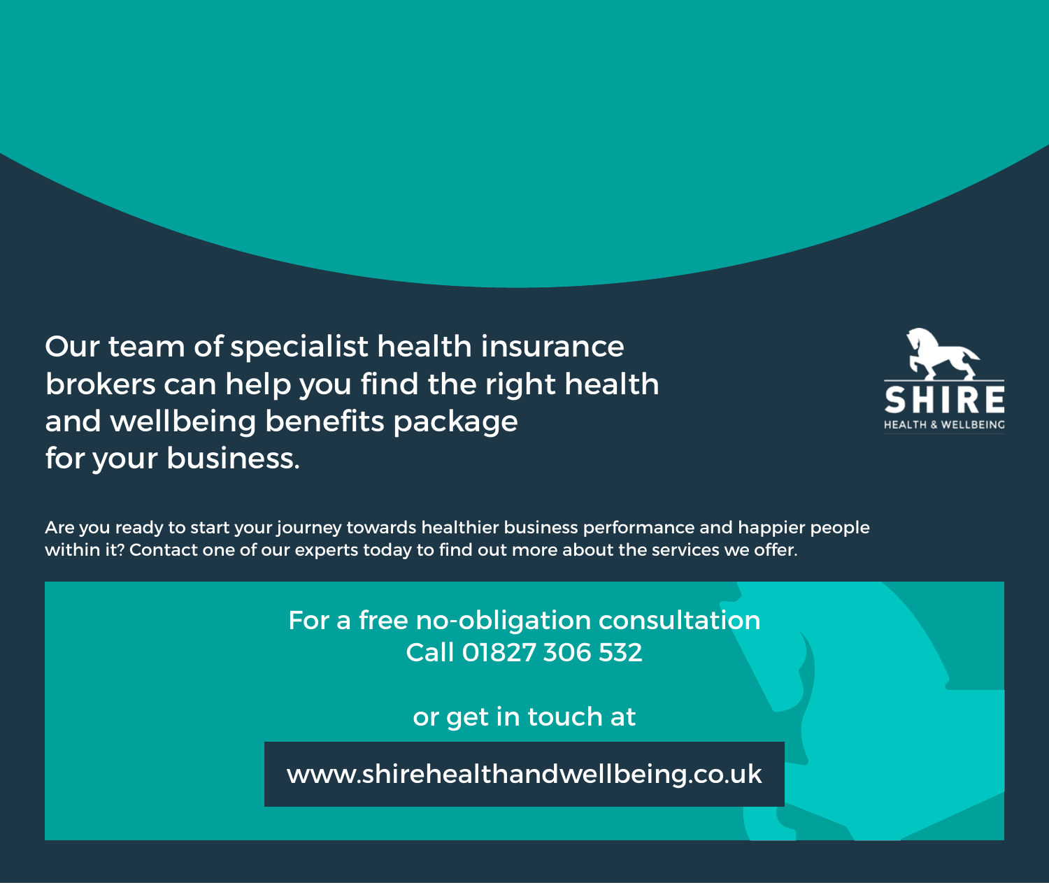## Our team of specialist health insurance brokers can help you find the right health and wellbeing benefits package for your business.

SHIRE
HEALTH & WELLBEING

Are you ready to start your journey towards healthier business performance and happier people within it? Contact one of our experts today to find out more about the services we offer.

For a free no-obligation consultation
Call 01827 306 532

or get in touch at

www.shirehealthandwellbeing.co.uk